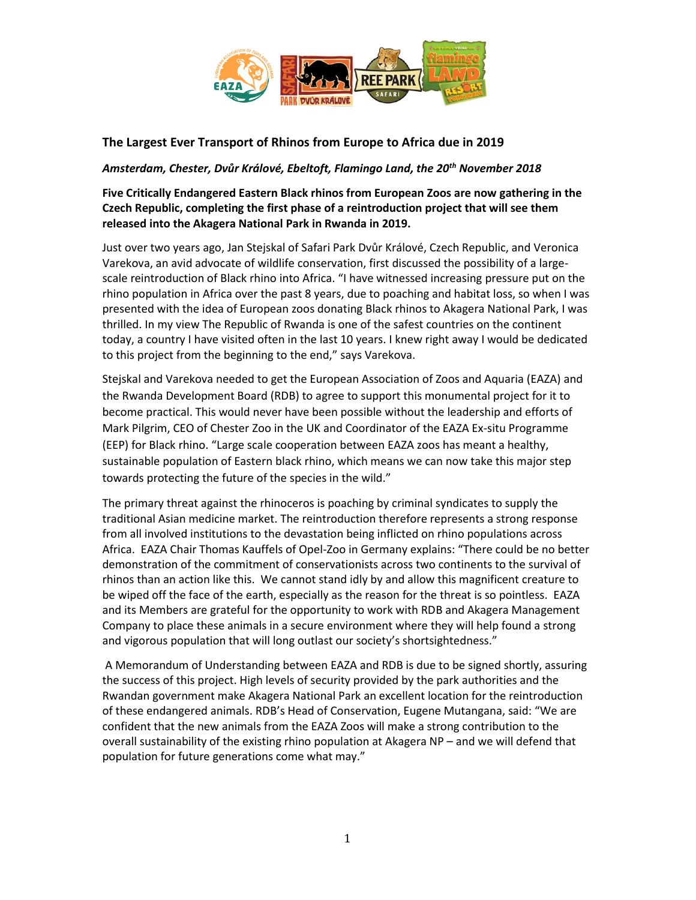## The Largest Ever Transport of Rhinos from Europe to Africa due in 2019

***Amsterdam, Chester, Dvůr Králové, Ebeltoft, Flamingo Land, the 20th November 2018***

**Five Critically Endangered Eastern Black rhinos from European Zoos are now gathering in the Czech Republic, completing the first phase of a reintroduction project that will see them released into the Akagera National Park in Rwanda in 2019.**

Just over two years ago, Jan Stejskal of Safari Park Dvůr Králové, Czech Republic, and Veronica Varekova, an avid advocate of wildlife conservation, first discussed the possibility of a large-scale reintroduction of Black rhino into Africa. "I have witnessed increasing pressure put on the rhino population in Africa over the past 8 years, due to poaching and habitat loss, so when I was presented with the idea of European zoos donating Black rhinos to Akagera National Park, I was thrilled. In my view The Republic of Rwanda is one of the safest countries on the continent today, a country I have visited often in the last 10 years. I knew right away I would be dedicated to this project from the beginning to the end," says Varekova.

Stejskal and Varekova needed to get the European Association of Zoos and Aquaria (EAZA) and the Rwanda Development Board (RDB) to agree to support this monumental project for it to become practical. This would never have been possible without the leadership and efforts of Mark Pilgrim, CEO of Chester Zoo in the UK and Coordinator of the EAZA Ex-situ Programme (EEP) for Black rhino. "Large scale cooperation between EAZA zoos has meant a healthy, sustainable population of Eastern black rhino, which means we can now take this major step towards protecting the future of the species in the wild."

The primary threat against the rhinoceros is poaching by criminal syndicates to supply the traditional Asian medicine market. The reintroduction therefore represents a strong response from all involved institutions to the devastation being inflicted on rhino populations across Africa. EAZA Chair Thomas Kauffels of Opel-Zoo in Germany explains: "There could be no better demonstration of the commitment of conservationists across two continents to the survival of rhinos than an action like this. We cannot stand idly by and allow this magnificent creature to be wiped off the face of the earth, especially as the reason for the threat is so pointless. EAZA and its Members are grateful for the opportunity to work with RDB and Akagera Management Company to place these animals in a secure environment where they will help found a strong and vigorous population that will long outlast our society's shortsightedness."

A Memorandum of Understanding between EAZA and RDB is due to be signed shortly, assuring the success of this project. High levels of security provided by the park authorities and the Rwandan government make Akagera National Park an excellent location for the reintroduction of these endangered animals. RDB's Head of Conservation, Eugene Mutangana, said: "We are confident that the new animals from the EAZA Zoos will make a strong contribution to the overall sustainability of the existing rhino population at Akagera NP – and we will defend that population for future generations come what may."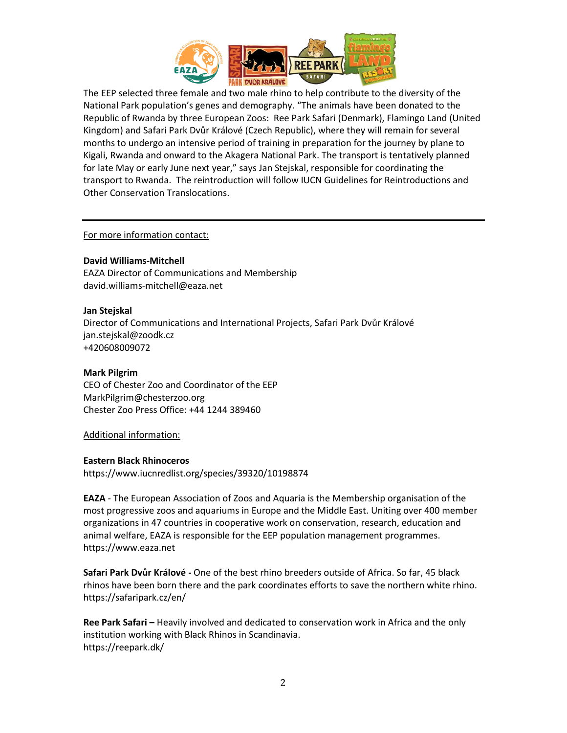The EEP selected three female and two male rhino to help contribute to the diversity of the National Park population's genes and demography. "The animals have been donated to the Republic of Rwanda by three European Zoos: Ree Park Safari (Denmark), Flamingo Land (United Kingdom) and Safari Park Dvůr Králové (Czech Republic), where they will remain for several months to undergo an intensive period of training in preparation for the journey by plane to Kigali, Rwanda and onward to the Akagera National Park. The transport is tentatively planned for late May or early June next year," says Jan Stejskal, responsible for coordinating the transport to Rwanda. The reintroduction will follow IUCN Guidelines for Reintroductions and Other Conservation Translocations.

---

For more information contact:

**David Williams-Mitchell**
EAZA Director of Communications and Membership
david.williams-mitchell@eaza.net

**Jan Stejskal**
Director of Communications and International Projects, Safari Park Dvůr Králové
jan.stejskal@zoodk.cz
+420608009072

**Mark Pilgrim**
CEO of Chester Zoo and Coordinator of the EEP
MarkPilgrim@chesterzoo.org
Chester Zoo Press Office: +44 1244 389460

Additional information:

**Eastern Black Rhinoceros**
https://www.iucnredlist.org/species/39320/10198874

**EAZA** - The European Association of Zoos and Aquaria is the Membership organisation of the most progressive zoos and aquariums in Europe and the Middle East. Uniting over 400 member organizations in 47 countries in cooperative work on conservation, research, education and animal welfare, EAZA is responsible for the EEP population management programmes.
https://www.eaza.net

**Safari Park Dvůr Králové -** One of the best rhino breeders outside of Africa. So far, 45 black rhinos have been born there and the park coordinates efforts to save the northern white rhino.
https://safaripark.cz/en/

**Ree Park Safari –** Heavily involved and dedicated to conservation work in Africa and the only institution working with Black Rhinos in Scandinavia.
https://reepark.dk/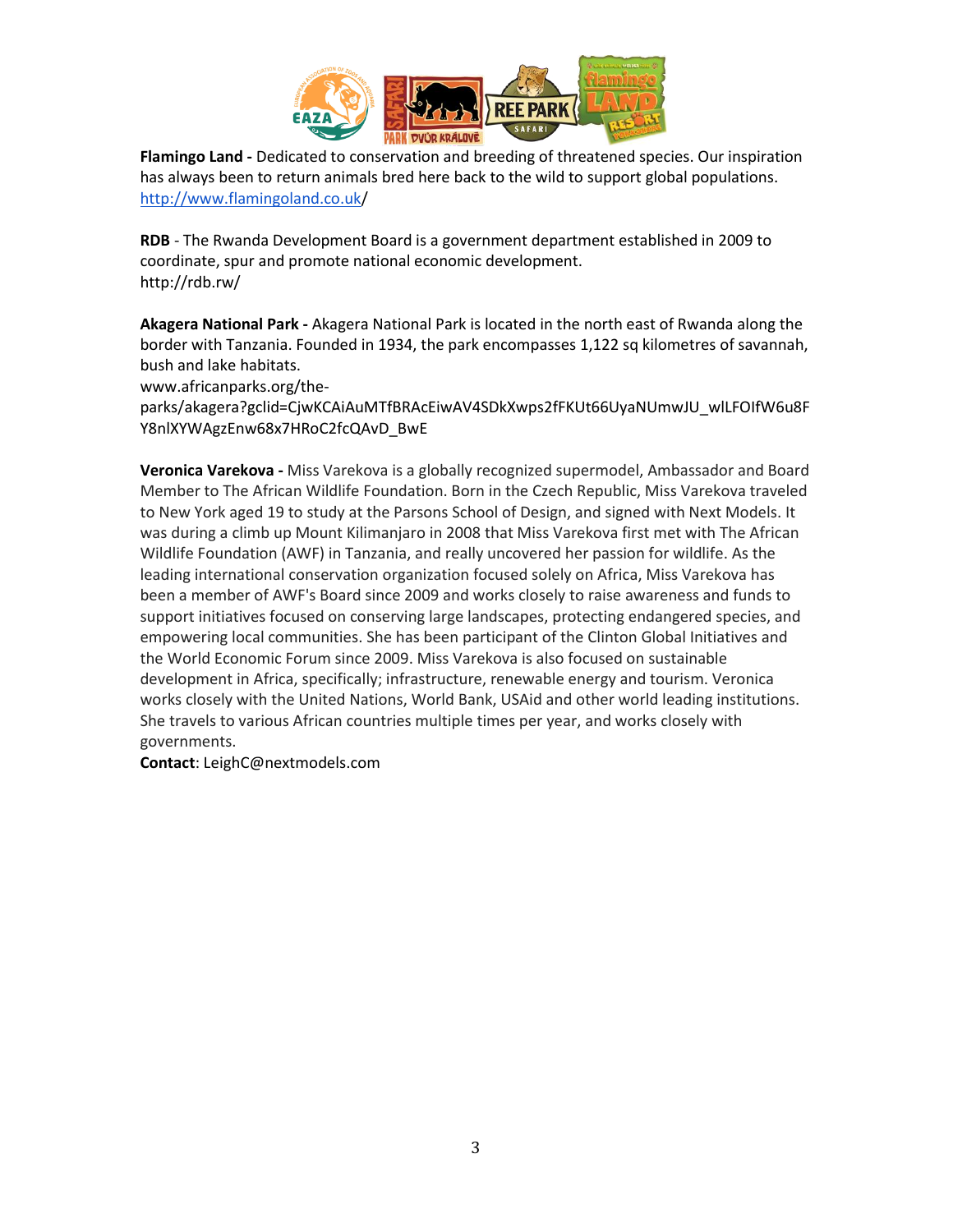**Flamingo Land -** Dedicated to conservation and breeding of threatened species. Our inspiration has always been to return animals bred here back to the wild to support global populations. http://www.flamingoland.co.uk/

**RDB** - The Rwanda Development Board is a government department established in 2009 to coordinate, spur and promote national economic development.
http://rdb.rw/

**Akagera National Park -** Akagera National Park is located in the north east of Rwanda along the border with Tanzania. Founded in 1934, the park encompasses 1,122 sq kilometres of savannah, bush and lake habitats.
www.africanparks.org/the-parks/akagera?gclid=CjwKCAiAuMTfBRAcEiwAV4SDkXwps2fFKUt66UyaNUmwJU_wlLFOIfW6u8FY8nlXYWAgzEnw68x7HRoC2fcQAvD_BwE

**Veronica Varekova -** Miss Varekova is a globally recognized supermodel, Ambassador and Board Member to The African Wildlife Foundation. Born in the Czech Republic, Miss Varekova traveled to New York aged 19 to study at the Parsons School of Design, and signed with Next Models. It was during a climb up Mount Kilimanjaro in 2008 that Miss Varekova first met with The African Wildlife Foundation (AWF) in Tanzania, and really uncovered her passion for wildlife. As the leading international conservation organization focused solely on Africa, Miss Varekova has been a member of AWF's Board since 2009 and works closely to raise awareness and funds to support initiatives focused on conserving large landscapes, protecting endangered species, and empowering local communities. She has been participant of the Clinton Global Initiatives and the World Economic Forum since 2009. Miss Varekova is also focused on sustainable development in Africa, specifically; infrastructure, renewable energy and tourism. Veronica works closely with the United Nations, World Bank, USAid and other world leading institutions. She travels to various African countries multiple times per year, and works closely with governments.
**Contact**: LeighC@nextmodels.com